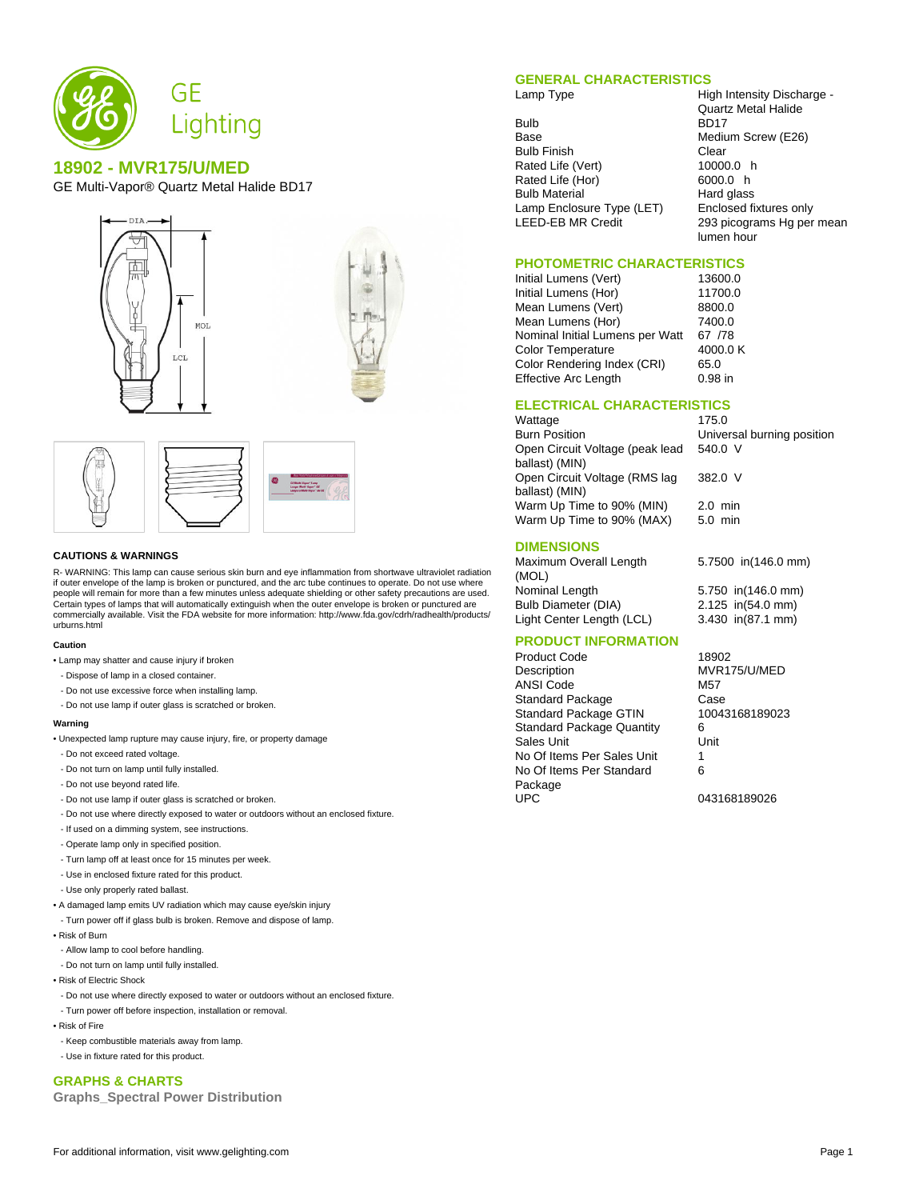# GE Lighting

## 18902 - MVR175/U/MED

GE Multi-Vapor® Quartz Metal Halide BD17

## GENERAL CHARACTERISTICS

| | |
|---|---|
| Lamp Type | High Intensity Discharge - Quartz Metal Halide |
| Bulb | BD17 |
| Base | Medium Screw (E26) |
| Bulb Finish | Clear |
| Rated Life (Vert) | 10000.0 h |
| Rated Life (Hor) | 6000.0 h |
| Bulb Material | Hard glass |
| Lamp Enclosure Type (LET) | Enclosed fixtures only |
| LEED-EB MR Credit | 293 picograms Hg per mean lumen hour |

## PHOTOMETRIC CHARACTERISTICS

| | |
|---|---|
| Initial Lumens (Vert) | 13600.0 |
| Initial Lumens (Hor) | 11700.0 |
| Mean Lumens (Vert) | 8800.0 |
| Mean Lumens (Hor) | 7400.0 |
| Nominal Initial Lumens per Watt | 67 /78 |
| Color Temperature | 4000.0 K |
| Color Rendering Index (CRI) | 65.0 |
| Effective Arc Length | 0.98 in |

## ELECTRICAL CHARACTERISTICS

| | |
|---|---|
| Wattage | 175.0 |
| Burn Position | Universal burning position |
| Open Circuit Voltage (peak lead ballast) (MIN) | 540.0 V |
| Open Circuit Voltage (RMS lag ballast) (MIN) | 382.0 V |
| Warm Up Time to 90% (MIN) | 2.0 min |
| Warm Up Time to 90% (MAX) | 5.0 min |

## DIMENSIONS

| | |
|---|---|
| Maximum Overall Length (MOL) | 5.7500 in(146.0 mm) |
| Nominal Length | 5.750 in(146.0 mm) |
| Bulb Diameter (DIA) | 2.125 in(54.0 mm) |
| Light Center Length (LCL) | 3.430 in(87.1 mm) |

## PRODUCT INFORMATION

| | |
|---|---|
| Product Code | 18902 |
| Description | MVR175/U/MED |
| ANSI Code | M57 |
| Standard Package | Case |
| Standard Package GTIN | 10043168189023 |
| Standard Package Quantity | 6 |
| Sales Unit | Unit |
| No Of Items Per Sales Unit | 1 |
| No Of Items Per Standard Package | 6 |
| UPC | 043168189026 |

### CAUTIONS & WARNINGS

R- WARNING: This lamp can cause serious skin burn and eye inflammation from shortwave ultraviolet radiation if outer envelope of the lamp is broken or punctured, and the arc tube continues to operate. Do not use where people will remain for more than a few minutes unless adequate shielding or other safety precautions are used. Certain types of lamps that will automatically extinguish when the outer envelope is broken or punctured are commercially available. Visit the FDA website for more information: http://www.fda.gov/cdrh/radhealth/products/urburns.html

#### Caution

- Lamp may shatter and cause injury if broken
  - Dispose of lamp in a closed container.
  - Do not use excessive force when installing lamp.
  - Do not use lamp if outer glass is scratched or broken.

#### Warning

- Unexpected lamp rupture may cause injury, fire, or property damage
  - Do not exceed rated voltage.
  - Do not turn on lamp until fully installed.
  - Do not use beyond rated life.
  - Do not use lamp if outer glass is scratched or broken.
  - Do not use where directly exposed to water or outdoors without an enclosed fixture.
  - If used on a dimming system, see instructions.
  - Operate lamp only in specified position.
  - Turn lamp off at least once for 15 minutes per week.
  - Use in enclosed fixture rated for this product.
  - Use only properly rated ballast.
- A damaged lamp emits UV radiation which may cause eye/skin injury
  - Turn power off if glass bulb is broken. Remove and dispose of lamp.
- Risk of Burn
  - Allow lamp to cool before handling.
  - Do not turn on lamp until fully installed.
- Risk of Electric Shock
  - Do not use where directly exposed to water or outdoors without an enclosed fixture.
  - Turn power off before inspection, installation or removal.
- Risk of Fire
  - Keep combustible materials away from lamp.
  - Use in fixture rated for this product.

## GRAPHS & CHARTS

### Graphs_Spectral Power Distribution

For additional information, visit www.gelighting.com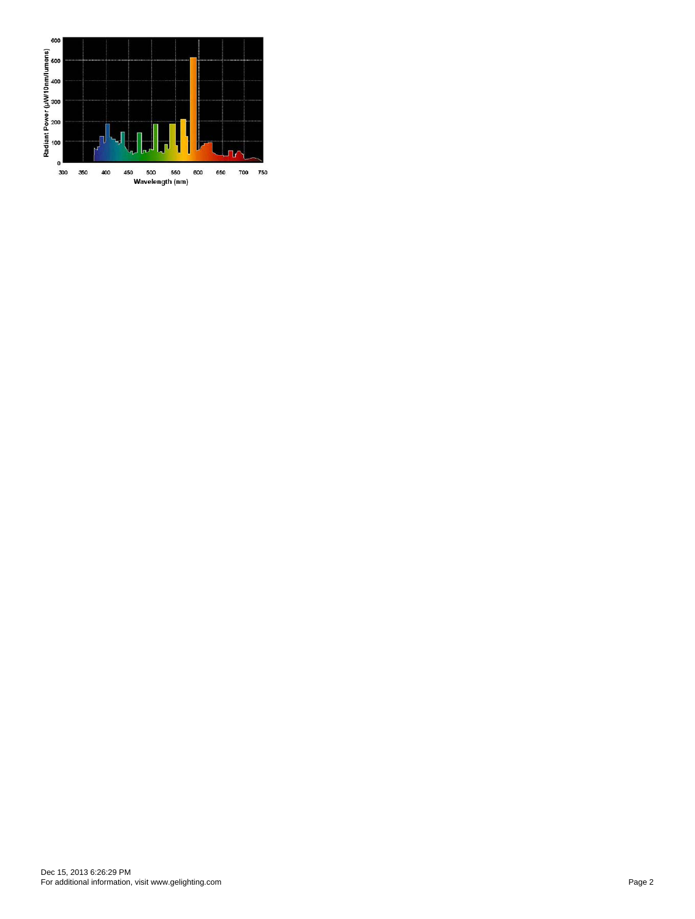Radiant Power (µW/10nm/lumens)

600
500
400
300
200
100
0

300 350 400 450 500 550 600 650 700 750

Wavelength (nm)

Dec 15, 2013 6:26:29 PM
For additional information, visit www.gelighting.com